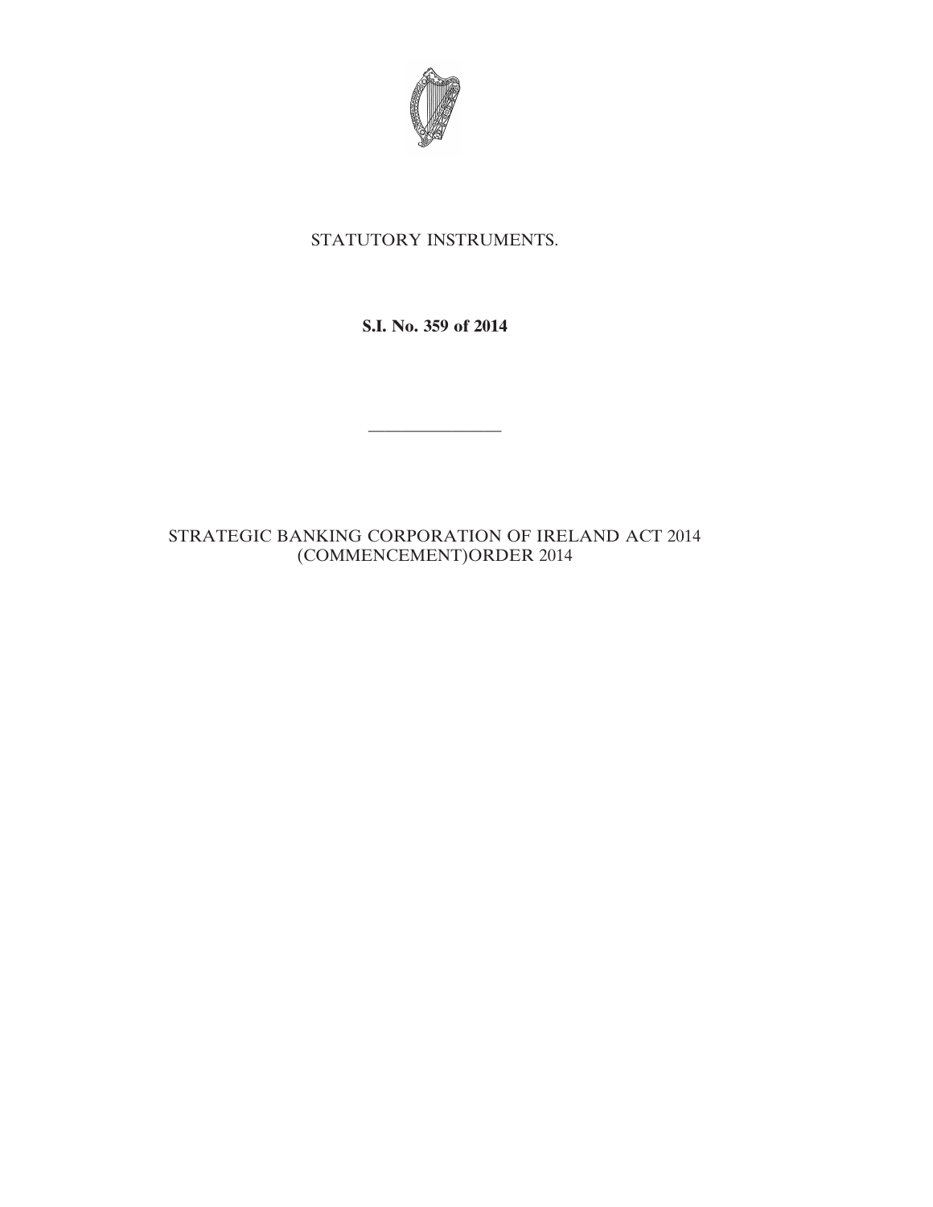STATUTORY INSTRUMENTS.

**S.I. No. 359 of 2014**

---

STRATEGIC BANKING CORPORATION OF IRELAND ACT 2014 (COMMENCEMENT)ORDER 2014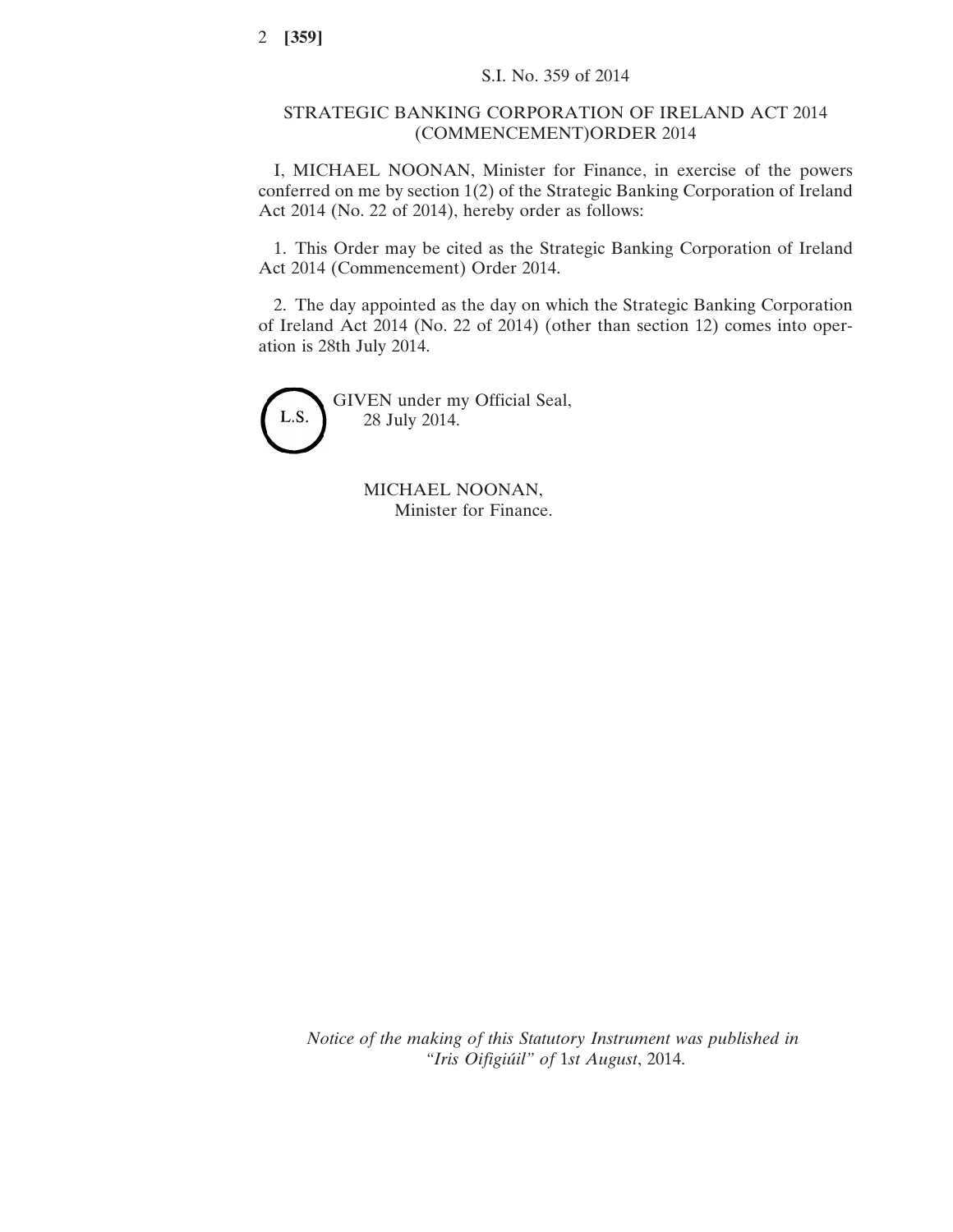S.I. No. 359 of 2014

STRATEGIC BANKING CORPORATION OF IRELAND ACT 2014 (COMMENCEMENT)ORDER 2014

I, MICHAEL NOONAN, Minister for Finance, in exercise of the powers conferred on me by section 1(2) of the Strategic Banking Corporation of Ireland Act 2014 (No. 22 of 2014), hereby order as follows:

1. This Order may be cited as the Strategic Banking Corporation of Ireland Act 2014 (Commencement) Order 2014.

2. The day appointed as the day on which the Strategic Banking Corporation of Ireland Act 2014 (No. 22 of 2014) (other than section 12) comes into operation is 28th July 2014.

L.S.

GIVEN under my Official Seal,
28 July 2014.

MICHAEL NOONAN,
Minister for Finance.

*Notice of the making of this Statutory Instrument was published in "Iris Oifigiúil" of* 1*st August*, 2014.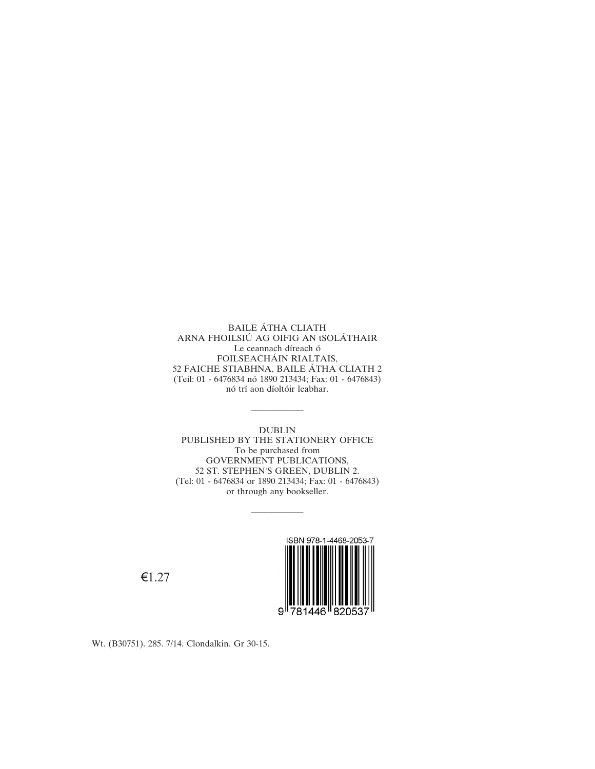BAILE ÁTHA CLIATH
ARNA FHOILSIÚ AG OIFIG AN tSOLÁTHAIR
Le ceannach díreach ó
FOILSEACHÁIN RIALTAIS,
52 FAICHE STIABHNA, BAILE ÁTHA CLIATH 2
(Teil: 01 - 6476834 nó 1890 213434; Fax: 01 - 6476843)
nó trí aon díoltóir leabhar.

---

DUBLIN
PUBLISHED BY THE STATIONERY OFFICE
To be purchased from
GOVERNMENT PUBLICATIONS,
52 ST. STEPHEN'S GREEN, DUBLIN 2.
(Tel: 01 - 6476834 or 1890 213434; Fax: 01 - 6476843)
or through any bookseller.

---

ISBN 978-1-4468-2053-7

9 781446 820537

€1.27

Wt. (B30751). 285. 7/14. Clondalkin. Gr 30-15.